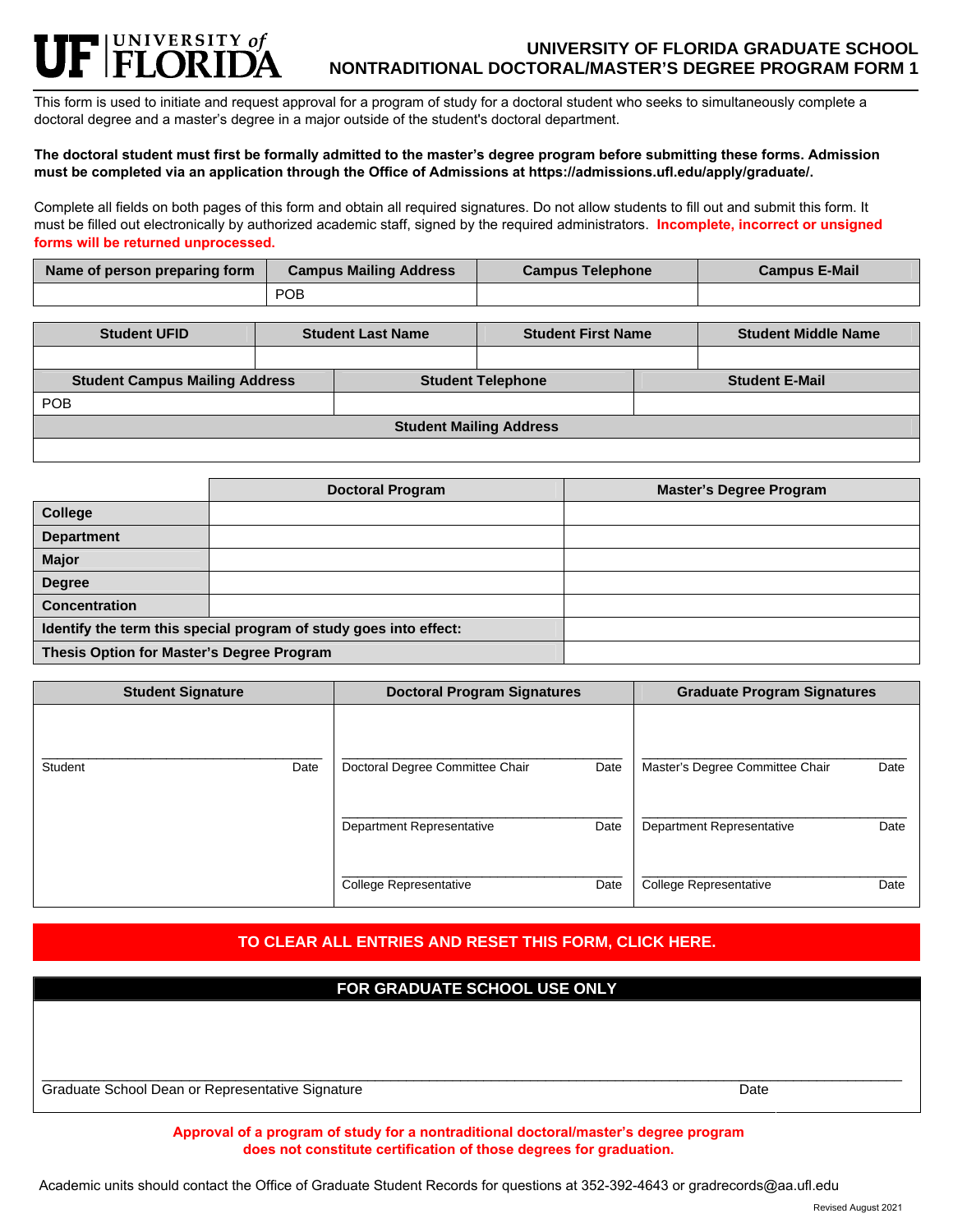# UNIVERSITY OF FLORIDA GRADUATE SCHOOL
## NONTRADITIONAL DOCTORAL/MASTER'S DEGREE PROGRAM FORM 1

This form is used to initiate and request approval for a program of study for a doctoral student who seeks to simultaneously complete a doctoral degree and a master's degree in a major outside of the student's doctoral department.

**The doctoral student must first be formally admitted to the master's degree program before submitting these forms. Admission must be completed via an application through the Office of Admissions at https://admissions.ufl.edu/apply/graduate/.**

Complete all fields on both pages of this form and obtain all required signatures. Do not allow students to fill out and submit this form. It must be filled out electronically by authorized academic staff, signed by the required administrators. **Incomplete, incorrect or unsigned forms will be returned unprocessed.**

| Name of person preparing form | Campus Mailing Address | Campus Telephone | Campus E-Mail |
|---|---|---|---|
| | POB | | |

| Student UFID | Student Last Name | Student First Name | Student Middle Name |
|---|---|---|---|
| | | | |

| Student Campus Mailing Address | Student Telephone | Student E-Mail |
|---|---|---|
| POB | | |

| Student Mailing Address |
|---|
| |

| | Doctoral Program | Master's Degree Program |
|---|---|---|
| College | | |
| Department | | |
| Major | | |
| Degree | | |
| Concentration | | |
| Identify the term this special program of study goes into effect: | | |
| Thesis Option for Master's Degree Program | | |

| Student Signature | Doctoral Program Signatures | Graduate Program Signatures |
|---|---|---|
| Student ____ Date | Doctoral Degree Committee Chair ____ Date | Master's Degree Committee Chair ____ Date |
| | Department Representative ____ Date | Department Representative ____ Date |
| | College Representative ____ Date | College Representative ____ Date |

**TO CLEAR ALL ENTRIES AND RESET THIS FORM, CLICK HERE.**

**FOR GRADUATE SCHOOL USE ONLY**

Graduate School Dean or Representative Signature ____ Date

**Approval of a program of study for a nontraditional doctoral/master's degree program does not constitute certification of those degrees for graduation.**

Academic units should contact the Office of Graduate Student Records for questions at 352-392-4643 or gradrecords@aa.ufl.edu

Revised August 2021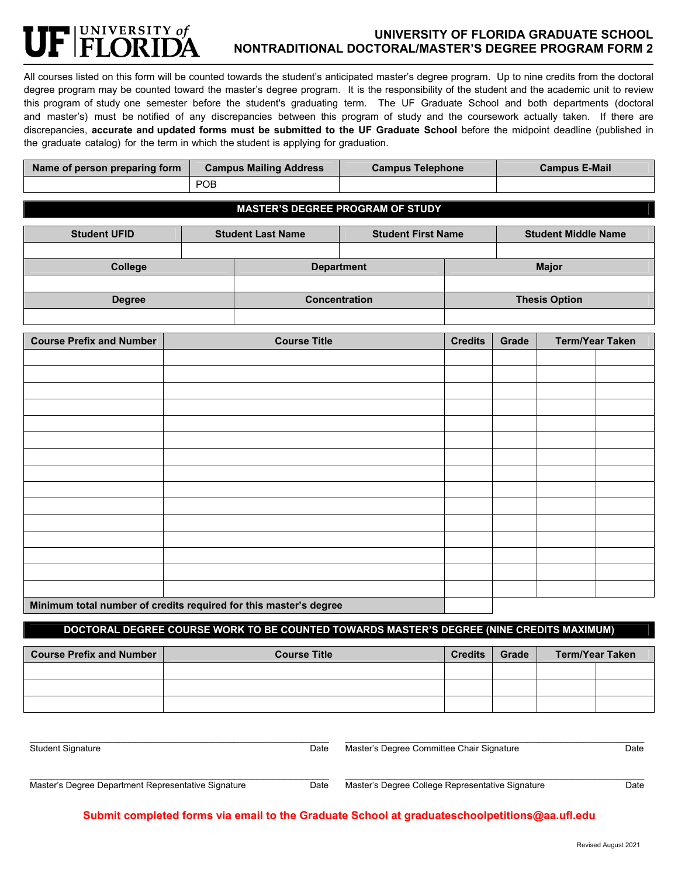# UNIVERSITY OF FLORIDA GRADUATE SCHOOL
# NONTRADITIONAL DOCTORAL/MASTER'S DEGREE PROGRAM FORM 2

All courses listed on this form will be counted towards the student's anticipated master's degree program. Up to nine credits from the doctoral degree program may be counted toward the master's degree program. It is the responsibility of the student and the academic unit to review this program of study one semester before the student's graduating term. The UF Graduate School and both departments (doctoral and master's) must be notified of any discrepancies between this program of study and the coursework actually taken. If there are discrepancies, **accurate and updated forms must be submitted to the UF Graduate School** before the midpoint deadline (published in the graduate catalog) for the term in which the student is applying for graduation.

| Name of person preparing form | Campus Mailing Address | Campus Telephone | Campus E-Mail |
|---|---|---|---|
| | POB | | |

## MASTER'S DEGREE PROGRAM OF STUDY

| Student UFID | Student Last Name | Student First Name | Student Middle Name |
|---|---|---|---|
| | | | |

| College | Department | Major |
|---|---|---|
| | | |
| **Degree** | **Concentration** | **Thesis Option** |
| | | |

| Course Prefix and Number | Course Title | Credits | Grade | Term/Year Taken | |
|---|---|---|---|---|---|
| | | | | | |
| | | | | | |
| | | | | | |
| | | | | | |
| | | | | | |
| | | | | | |
| | | | | | |
| | | | | | |
| | | | | | |
| | | | | | |
| | | | | | |
| | | | | | |
| | | | | | |
| | | | | | |
| | | | | | |
| **Minimum total number of credits required for this master's degree** | | | | | |

## DOCTORAL DEGREE COURSE WORK TO BE COUNTED TOWARDS MASTER'S DEGREE (NINE CREDITS MAXIMUM)

| Course Prefix and Number | Course Title | Credits | Grade | Term/Year Taken | |
|---|---|---|---|---|---|
| | | | | | |
| | | | | | |
| | | | | | |

\_\_\_\_\_\_\_\_\_\_\_\_\_\_\_\_\_\_\_\_\_\_\_\_\_\_\_\_\_\_\_\_\_\_\_\_\_\_\_\_
Student Signature Date

\_\_\_\_\_\_\_\_\_\_\_\_\_\_\_\_\_\_\_\_\_\_\_\_\_\_\_\_\_\_\_\_\_\_\_\_\_\_\_\_
Master's Degree Committee Chair Signature Date

\_\_\_\_\_\_\_\_\_\_\_\_\_\_\_\_\_\_\_\_\_\_\_\_\_\_\_\_\_\_\_\_\_\_\_\_\_\_\_\_
Master's Degree Department Representative Signature Date

\_\_\_\_\_\_\_\_\_\_\_\_\_\_\_\_\_\_\_\_\_\_\_\_\_\_\_\_\_\_\_\_\_\_\_\_\_\_\_\_
Master's Degree College Representative Signature Date

**Submit completed forms via email to the Graduate School at graduateschoolpetitions@aa.ufl.edu**

Revised August 2021